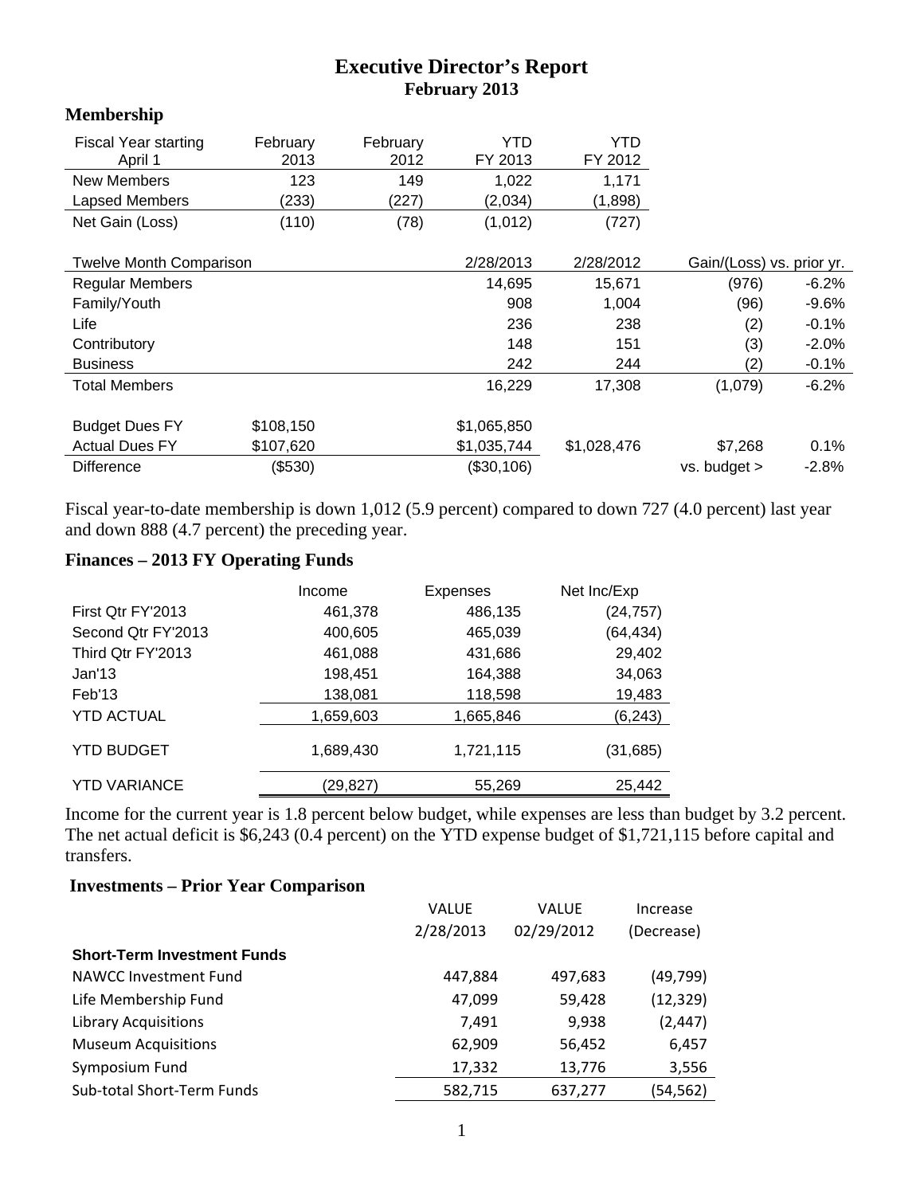# Executive Director's Report
## February 2013

### Membership

| Fiscal Year starting April 1 | February 2013 | February 2012 | YTD FY 2013 | YTD FY 2012 | | |
|---|---|---|---|---|---|---|
| New Members | 123 | 149 | 1,022 | 1,171 | | |
| Lapsed Members | (233) | (227) | (2,034) | (1,898) | | |
| Net Gain (Loss) | (110) | (78) | (1,012) | (727) | | |
| | | | | | | |
| Twelve Month Comparison | | | 2/28/2013 | 2/28/2012 | Gain/(Loss) vs. prior yr. | |
| Regular Members | | | 14,695 | 15,671 | (976) | -6.2% |
| Family/Youth | | | 908 | 1,004 | (96) | -9.6% |
| Life | | | 236 | 238 | (2) | -0.1% |
| Contributory | | | 148 | 151 | (3) | -2.0% |
| Business | | | 242 | 244 | (2) | -0.1% |
| Total Members | | | 16,229 | 17,308 | (1,079) | -6.2% |
| | | | | | | |
| Budget Dues FY | $108,150 | | $1,065,850 | | | |
| Actual Dues FY | $107,620 | | $1,035,744 | $1,028,476 | $7,268 | 0.1% |
| Difference | ($530) | | ($30,106) | | vs. budget > | -2.8% |

Fiscal year-to-date membership is down 1,012 (5.9 percent) compared to down 727 (4.0 percent) last year and down 888 (4.7 percent) the preceding year.

### Finances – 2013 FY Operating Funds

| | Income | Expenses | Net Inc/Exp |
|---|---|---|---|
| First Qtr FY'2013 | 461,378 | 486,135 | (24,757) |
| Second Qtr FY'2013 | 400,605 | 465,039 | (64,434) |
| Third Qtr FY'2013 | 461,088 | 431,686 | 29,402 |
| Jan'13 | 198,451 | 164,388 | 34,063 |
| Feb'13 | 138,081 | 118,598 | 19,483 |
| YTD ACTUAL | 1,659,603 | 1,665,846 | (6,243) |
| YTD BUDGET | 1,689,430 | 1,721,115 | (31,685) |
| YTD VARIANCE | (29,827) | 55,269 | 25,442 |

Income for the current year is 1.8 percent below budget, while expenses are less than budget by 3.2 percent. The net actual deficit is $6,243 (0.4 percent) on the YTD expense budget of $1,721,115 before capital and transfers.

### Investments – Prior Year Comparison

| | VALUE 2/28/2013 | VALUE 02/29/2012 | Increase (Decrease) |
|---|---|---|---|
| **Short-Term Investment Funds** | | | |
| NAWCC Investment Fund | 447,884 | 497,683 | (49,799) |
| Life Membership Fund | 47,099 | 59,428 | (12,329) |
| Library Acquisitions | 7,491 | 9,938 | (2,447) |
| Museum Acquisitions | 62,909 | 56,452 | 6,457 |
| Symposium Fund | 17,332 | 13,776 | 3,556 |
| Sub-total Short-Term Funds | 582,715 | 637,277 | (54,562) |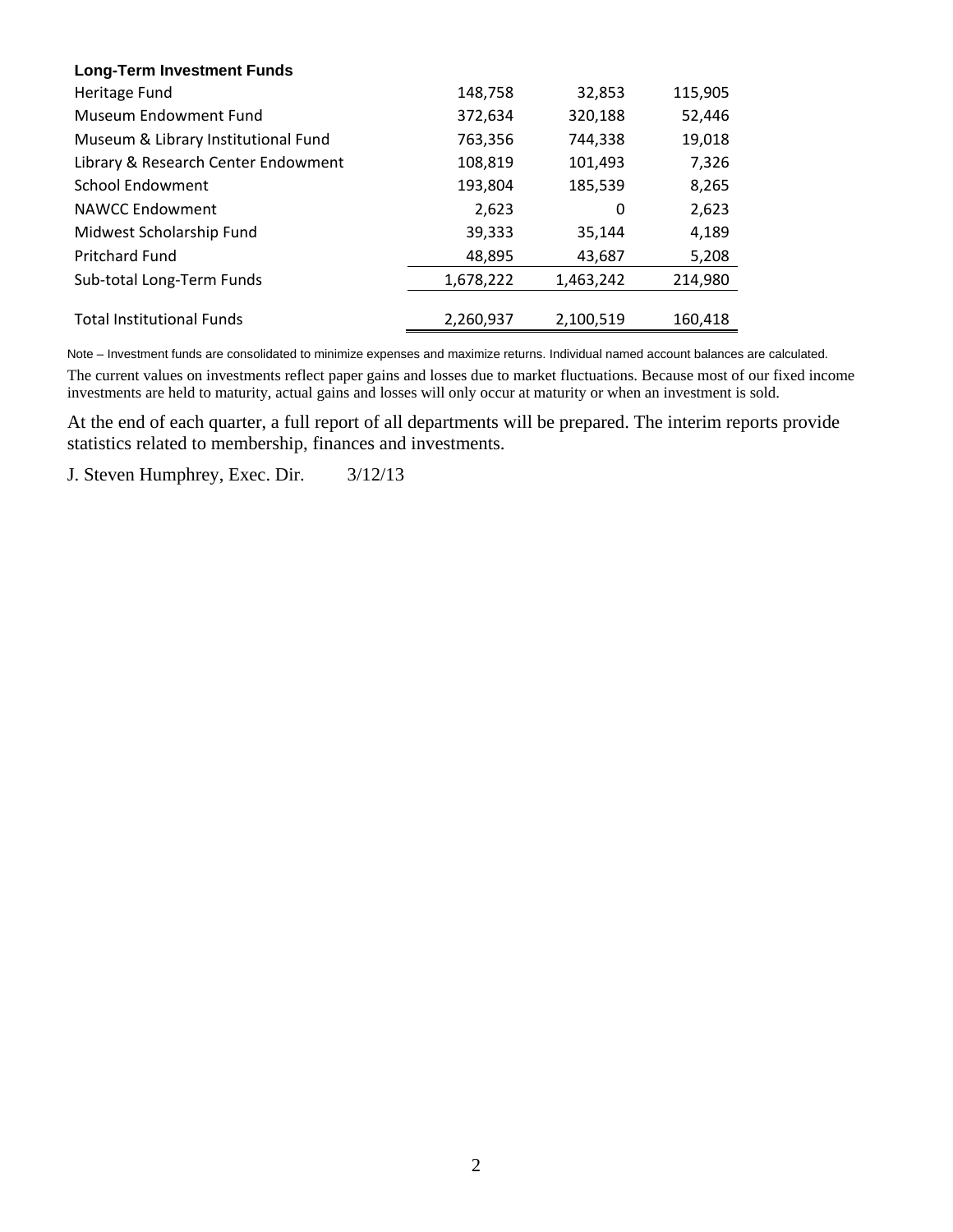| Long-Term Investment Funds | | | |
|---|---|---|---|
| Heritage Fund | 148,758 | 32,853 | 115,905 |
| Museum Endowment Fund | 372,634 | 320,188 | 52,446 |
| Museum & Library Institutional Fund | 763,356 | 744,338 | 19,018 |
| Library & Research Center Endowment | 108,819 | 101,493 | 7,326 |
| School Endowment | 193,804 | 185,539 | 8,265 |
| NAWCC Endowment | 2,623 | 0 | 2,623 |
| Midwest Scholarship Fund | 39,333 | 35,144 | 4,189 |
| Pritchard Fund | 48,895 | 43,687 | 5,208 |
| Sub-total Long-Term Funds | 1,678,222 | 1,463,242 | 214,980 |
| Total Institutional Funds | 2,260,937 | 2,100,519 | 160,418 |

Note – Investment funds are consolidated to minimize expenses and maximize returns. Individual named account balances are calculated.

The current values on investments reflect paper gains and losses due to market fluctuations. Because most of our fixed income investments are held to maturity, actual gains and losses will only occur at maturity or when an investment is sold.

At the end of each quarter, a full report of all departments will be prepared. The interim reports provide statistics related to membership, finances and investments.

J. Steven Humphrey, Exec. Dir. 3/12/13